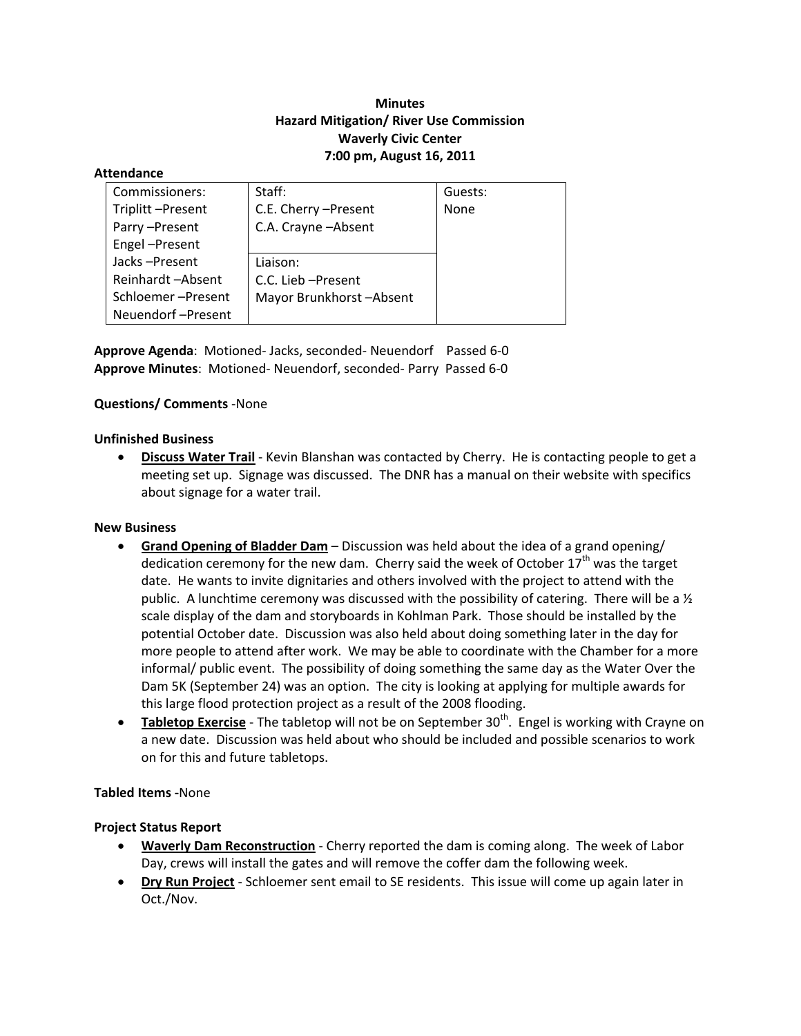**Minutes**
**Hazard Mitigation/ River Use Commission**
**Waverly Civic Center**
**7:00 pm, August 16, 2011**

**Attendance**

| Commissioners: | Staff: | Guests: |
|---|---|---|
| Triplitt –Present | C.E. Cherry –Present | None |
| Parry –Present | C.A. Crayne –Absent | |
| Engel –Present | | |
| Jacks –Present | Liaison: | |
| Reinhardt –Absent | C.C. Lieb –Present | |
| Schloemer –Present | Mayor Brunkhorst –Absent | |
| Neuendorf –Present | | |

**Approve Agenda**: Motioned- Jacks, seconded- Neuendorf Passed 6-0
**Approve Minutes**: Motioned- Neuendorf, seconded- Parry Passed 6-0

**Questions/ Comments** -None

**Unfinished Business**

- **Discuss Water Trail** - Kevin Blanshan was contacted by Cherry. He is contacting people to get a meeting set up. Signage was discussed. The DNR has a manual on their website with specifics about signage for a water trail.

**New Business**

- **Grand Opening of Bladder Dam** – Discussion was held about the idea of a grand opening/ dedication ceremony for the new dam. Cherry said the week of October 17th was the target date. He wants to invite dignitaries and others involved with the project to attend with the public. A lunchtime ceremony was discussed with the possibility of catering. There will be a ½ scale display of the dam and storyboards in Kohlman Park. Those should be installed by the potential October date. Discussion was also held about doing something later in the day for more people to attend after work. We may be able to coordinate with the Chamber for a more informal/ public event. The possibility of doing something the same day as the Water Over the Dam 5K (September 24) was an option. The city is looking at applying for multiple awards for this large flood protection project as a result of the 2008 flooding.
- **Tabletop Exercise** - The tabletop will not be on September 30th. Engel is working with Crayne on a new date. Discussion was held about who should be included and possible scenarios to work on for this and future tabletops.

**Tabled Items -**None

**Project Status Report**

- **Waverly Dam Reconstruction** - Cherry reported the dam is coming along. The week of Labor Day, crews will install the gates and will remove the coffer dam the following week.
- **Dry Run Project** - Schloemer sent email to SE residents. This issue will come up again later in Oct./Nov.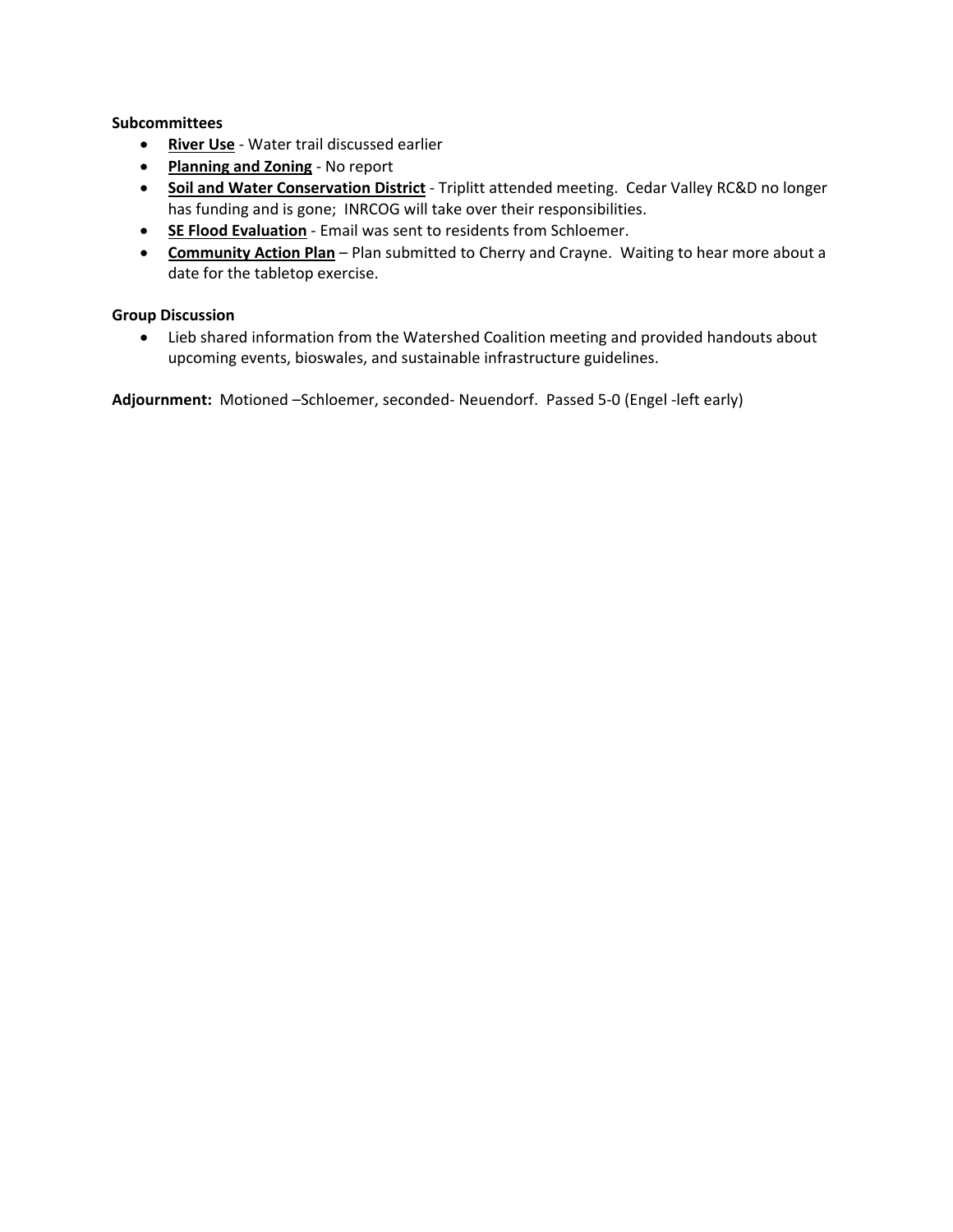**Subcommittees**

- **River Use** - Water trail discussed earlier
- **Planning and Zoning** - No report
- **Soil and Water Conservation District** - Triplitt attended meeting. Cedar Valley RC&D no longer has funding and is gone; INRCOG will take over their responsibilities.
- **SE Flood Evaluation** - Email was sent to residents from Schloemer.
- **Community Action Plan** – Plan submitted to Cherry and Crayne. Waiting to hear more about a date for the tabletop exercise.

**Group Discussion**

- Lieb shared information from the Watershed Coalition meeting and provided handouts about upcoming events, bioswales, and sustainable infrastructure guidelines.

**Adjournment:** Motioned –Schloemer, seconded- Neuendorf. Passed 5-0 (Engel -left early)